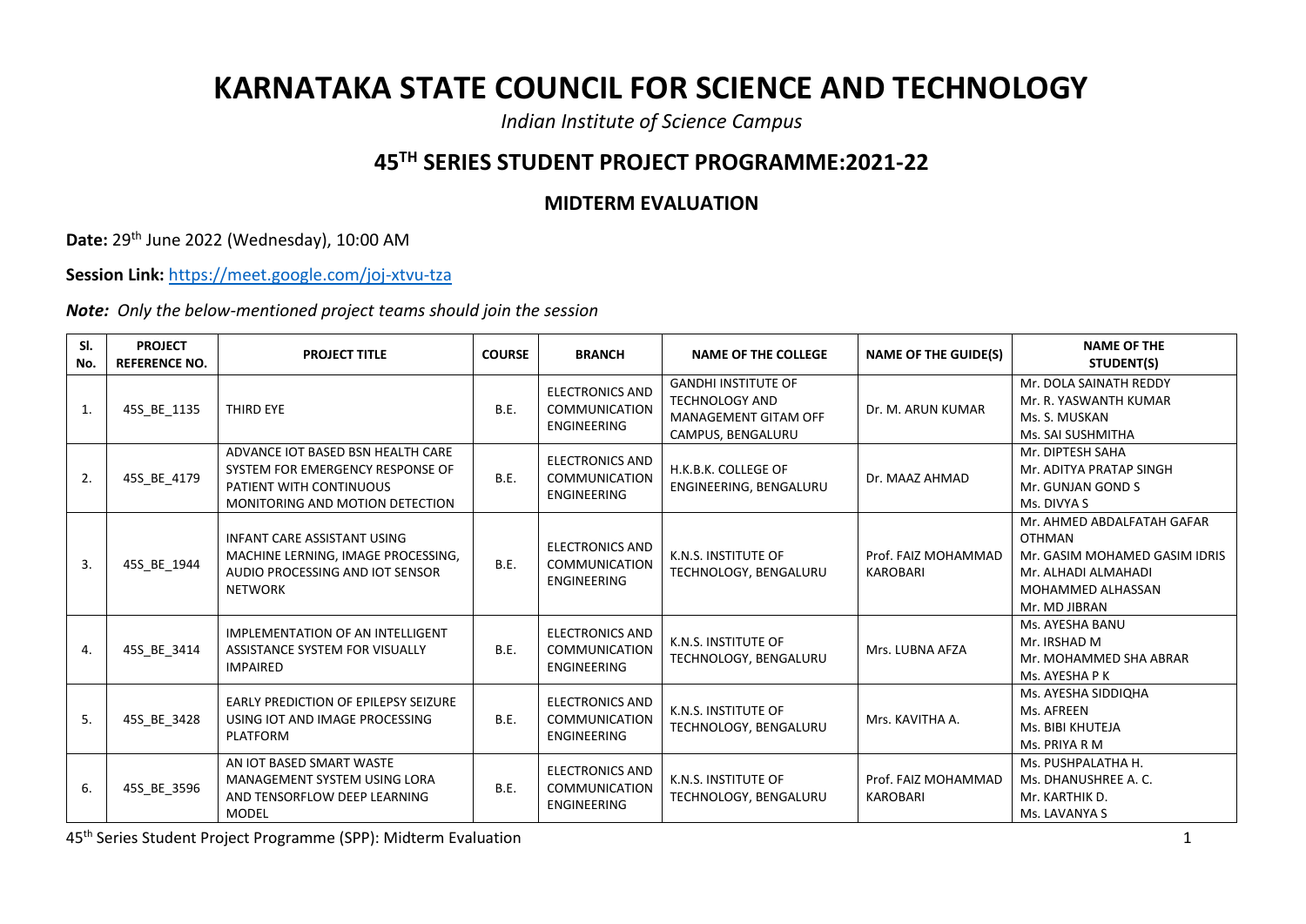# KARNATAKA STATE COUNCIL FOR SCIENCE AND TECHNOLOGY

*Indian Institute of Science Campus*

## 45TH SERIES STUDENT PROJECT PROGRAMME:2021-22

### MIDTERM EVALUATION

**Date:** 29th June 2022 (Wednesday), 10:00 AM

**Session Link:** https://meet.google.com/joj-xtvu-tza

***Note:*** *Only the below-mentioned project teams should join the session*

| Sl. No. | PROJECT REFERENCE NO. | PROJECT TITLE | COURSE | BRANCH | NAME OF THE COLLEGE | NAME OF THE GUIDE(S) | NAME OF THE STUDENT(S) |
|---|---|---|---|---|---|---|---|
| 1. | 45S_BE_1135 | THIRD EYE | B.E. | ELECTRONICS AND COMMUNICATION ENGINEERING | GANDHI INSTITUTE OF TECHNOLOGY AND MANAGEMENT GITAM OFF CAMPUS, BENGALURU | Dr. M. ARUN KUMAR | Mr. DOLA SAINATH REDDY<br>Mr. R. YASWANTH KUMAR<br>Ms. S. MUSKAN<br>Ms. SAI SUSHMITHA |
| 2. | 45S_BE_4179 | ADVANCE IOT BASED BSN HEALTH CARE SYSTEM FOR EMERGENCY RESPONSE OF PATIENT WITH CONTINUOUS MONITORING AND MOTION DETECTION | B.E. | ELECTRONICS AND COMMUNICATION ENGINEERING | H.K.B.K. COLLEGE OF ENGINEERING, BENGALURU | Dr. MAAZ AHMAD | Mr. DIPTESH SAHA<br>Mr. ADITYA PRATAP SINGH<br>Mr. GUNJAN GOND S<br>Ms. DIVYA S |
| 3. | 45S_BE_1944 | INFANT CARE ASSISTANT USING MACHINE LERNING, IMAGE PROCESSING, AUDIO PROCESSING AND IOT SENSOR NETWORK | B.E. | ELECTRONICS AND COMMUNICATION ENGINEERING | K.N.S. INSTITUTE OF TECHNOLOGY, BENGALURU | Prof. FAIZ MOHAMMAD KAROBARI | Mr. AHMED ABDALFATAH GAFAR OTHMAN<br>Mr. GASIM MOHAMED GASIM IDRIS<br>Mr. ALHADI ALMAHADI MOHAMMED ALHASSAN<br>Mr. MD JIBRAN |
| 4. | 45S_BE_3414 | IMPLEMENTATION OF AN INTELLIGENT ASSISTANCE SYSTEM FOR VISUALLY IMPAIRED | B.E. | ELECTRONICS AND COMMUNICATION ENGINEERING | K.N.S. INSTITUTE OF TECHNOLOGY, BENGALURU | Mrs. LUBNA AFZA | Ms. AYESHA BANU<br>Mr. IRSHAD M<br>Mr. MOHAMMED SHA ABRAR<br>Ms. AYESHA P K |
| 5. | 45S_BE_3428 | EARLY PREDICTION OF EPILEPSY SEIZURE USING IOT AND IMAGE PROCESSING PLATFORM | B.E. | ELECTRONICS AND COMMUNICATION ENGINEERING | K.N.S. INSTITUTE OF TECHNOLOGY, BENGALURU | Mrs. KAVITHA A. | Ms. AYESHA SIDDIQHA<br>Ms. AFREEN<br>Ms. BIBI KHUTEJA<br>Ms. PRIYA R M |
| 6. | 45S_BE_3596 | AN IOT BASED SMART WASTE MANAGEMENT SYSTEM USING LORA AND TENSORFLOW DEEP LEARNING MODEL | B.E. | ELECTRONICS AND COMMUNICATION ENGINEERING | K.N.S. INSTITUTE OF TECHNOLOGY, BENGALURU | Prof. FAIZ MOHAMMAD KAROBARI | Ms. PUSHPALATHA H.<br>Ms. DHANUSHREE A. C.<br>Mr. KARTHIK D.<br>Ms. LAVANYA S |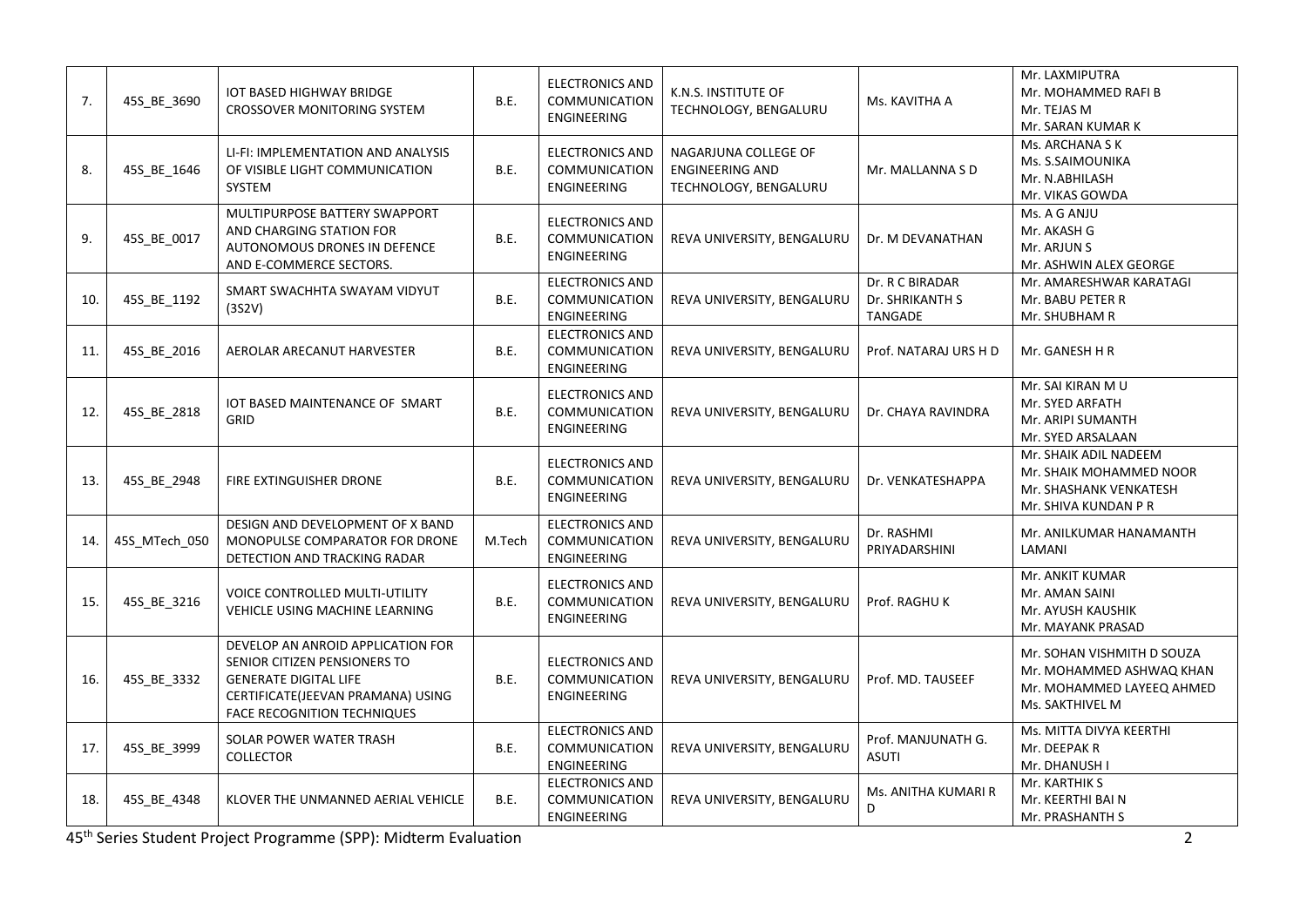| 7. | 45S_BE_3690 | IOT BASED HIGHWAY BRIDGE CROSSOVER MONITORING SYSTEM | B.E. | ELECTRONICS AND COMMUNICATION ENGINEERING | K.N.S. INSTITUTE OF TECHNOLOGY, BENGALURU | Ms. KAVITHA A | Mr. LAXMIPUTRA<br>Mr. MOHAMMED RAFI B<br>Mr. TEJAS M<br>Mr. SARAN KUMAR K |
|---|---|---|---|---|---|---|---|
| 8. | 45S_BE_1646 | LI-FI: IMPLEMENTATION AND ANALYSIS OF VISIBLE LIGHT COMMUNICATION SYSTEM | B.E. | ELECTRONICS AND COMMUNICATION ENGINEERING | NAGARJUNA COLLEGE OF ENGINEERING AND TECHNOLOGY, BENGALURU | Mr. MALLANNA S D | Ms. ARCHANA S K<br>Ms. S.SAIMOUNIKA<br>Mr. N.ABHILASH<br>Mr. VIKAS GOWDA |
| 9. | 45S_BE_0017 | MULTIPURPOSE BATTERY SWAPPORT AND CHARGING STATION FOR AUTONOMOUS DRONES IN DEFENCE AND E-COMMERCE SECTORS. | B.E. | ELECTRONICS AND COMMUNICATION ENGINEERING | REVA UNIVERSITY, BENGALURU | Dr. M DEVANATHAN | Ms. A G ANJU<br>Mr. AKASH G<br>Mr. ARJUN S<br>Mr. ASHWIN ALEX GEORGE |
| 10. | 45S_BE_1192 | SMART SWACHHTA SWAYAM VIDYUT (3S2V) | B.E. | ELECTRONICS AND COMMUNICATION ENGINEERING | REVA UNIVERSITY, BENGALURU | Dr. R C BIRADAR<br>Dr. SHRIKANTH S TANGADE | Mr. AMARESHWAR KARATAGI<br>Mr. BABU PETER R<br>Mr. SHUBHAM R |
| 11. | 45S_BE_2016 | AEROLAR ARECANUT HARVESTER | B.E. | ELECTRONICS AND COMMUNICATION ENGINEERING | REVA UNIVERSITY, BENGALURU | Prof. NATARAJ URS H D | Mr. GANESH H R |
| 12. | 45S_BE_2818 | IOT BASED MAINTENANCE OF SMART GRID | B.E. | ELECTRONICS AND COMMUNICATION ENGINEERING | REVA UNIVERSITY, BENGALURU | Dr. CHAYA RAVINDRA | Mr. SAI KIRAN M U<br>Mr. SYED ARFATH<br>Mr. ARIPI SUMANTH<br>Mr. SYED ARSALAAN |
| 13. | 45S_BE_2948 | FIRE EXTINGUISHER DRONE | B.E. | ELECTRONICS AND COMMUNICATION ENGINEERING | REVA UNIVERSITY, BENGALURU | Dr. VENKATESHAPPA | Mr. SHAIK ADIL NADEEM<br>Mr. SHAIK MOHAMMED NOOR<br>Mr. SHASHANK VENKATESH<br>Mr. SHIVA KUNDAN P R |
| 14. | 45S_MTech_050 | DESIGN AND DEVELOPMENT OF X BAND MONOPULSE COMPARATOR FOR DRONE DETECTION AND TRACKING RADAR | M.Tech | ELECTRONICS AND COMMUNICATION ENGINEERING | REVA UNIVERSITY, BENGALURU | Dr. RASHMI PRIYADARSHINI | Mr. ANILKUMAR HANAMANTH LAMANI |
| 15. | 45S_BE_3216 | VOICE CONTROLLED MULTI-UTILITY VEHICLE USING MACHINE LEARNING | B.E. | ELECTRONICS AND COMMUNICATION ENGINEERING | REVA UNIVERSITY, BENGALURU | Prof. RAGHU K | Mr. ANKIT KUMAR<br>Mr. AMAN SAINI<br>Mr. AYUSH KAUSHIK<br>Mr. MAYANK PRASAD |
| 16. | 45S_BE_3332 | DEVELOP AN ANROID APPLICATION FOR SENIOR CITIZEN PENSIONERS TO GENERATE DIGITAL LIFE CERTIFICATE(JEEVAN PRAMANA) USING FACE RECOGNITION TECHNIQUES | B.E. | ELECTRONICS AND COMMUNICATION ENGINEERING | REVA UNIVERSITY, BENGALURU | Prof. MD. TAUSEEF | Mr. SOHAN VISHMITH D SOUZA<br>Mr. MOHAMMED ASHWAQ KHAN<br>Mr. MOHAMMED LAYEEQ AHMED<br>Ms. SAKTHIVEL M |
| 17. | 45S_BE_3999 | SOLAR POWER WATER TRASH COLLECTOR | B.E. | ELECTRONICS AND COMMUNICATION ENGINEERING | REVA UNIVERSITY, BENGALURU | Prof. MANJUNATH G. ASUTI | Ms. MITTA DIVYA KEERTHI<br>Mr. DEEPAK R<br>Mr. DHANUSH I |
| 18. | 45S_BE_4348 | KLOVER THE UNMANNED AERIAL VEHICLE | B.E. | ELECTRONICS AND COMMUNICATION ENGINEERING | REVA UNIVERSITY, BENGALURU | Ms. ANITHA KUMARI R D | Mr. KARTHIK S<br>Mr. KEERTHI BAI N<br>Mr. PRASHANTH S |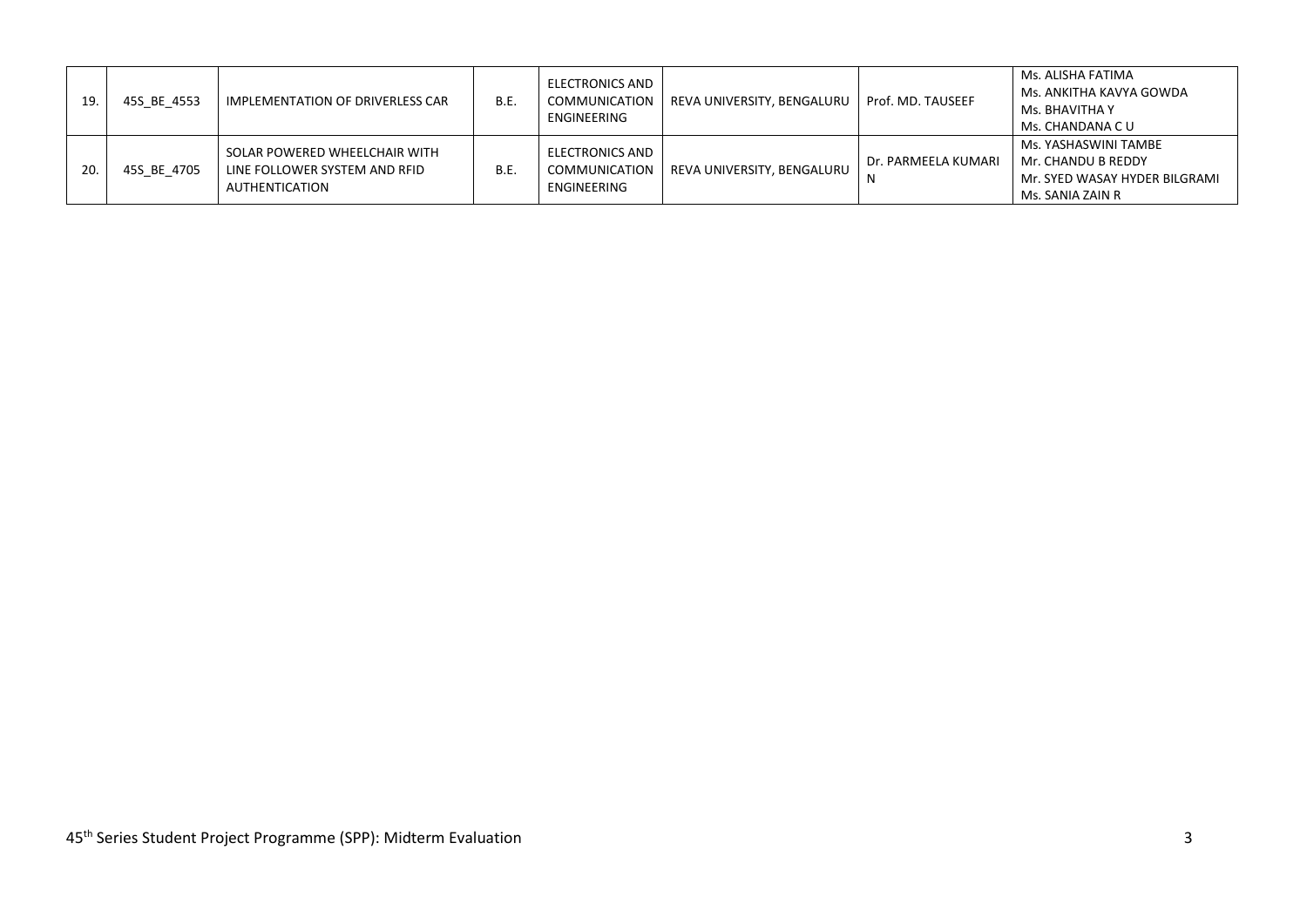| | | | | | | | |
|---|---|---|---|---|---|---|---|
| 19. | 45S_BE_4553 | IMPLEMENTATION OF DRIVERLESS CAR | B.E. | ELECTRONICS AND COMMUNICATION ENGINEERING | REVA UNIVERSITY, BENGALURU | Prof. MD. TAUSEEF | Ms. ALISHA FATIMA<br>Ms. ANKITHA KAVYA GOWDA<br>Ms. BHAVITHA Y<br>Ms. CHANDANA C U |
| 20. | 45S_BE_4705 | SOLAR POWERED WHEELCHAIR WITH LINE FOLLOWER SYSTEM AND RFID AUTHENTICATION | B.E. | ELECTRONICS AND COMMUNICATION ENGINEERING | REVA UNIVERSITY, BENGALURU | Dr. PARMEELA KUMARI N | Ms. YASHASWINI TAMBE<br>Mr. CHANDU B REDDY<br>Mr. SYED WASAY HYDER BILGRAMI<br>Ms. SANIA ZAIN R |